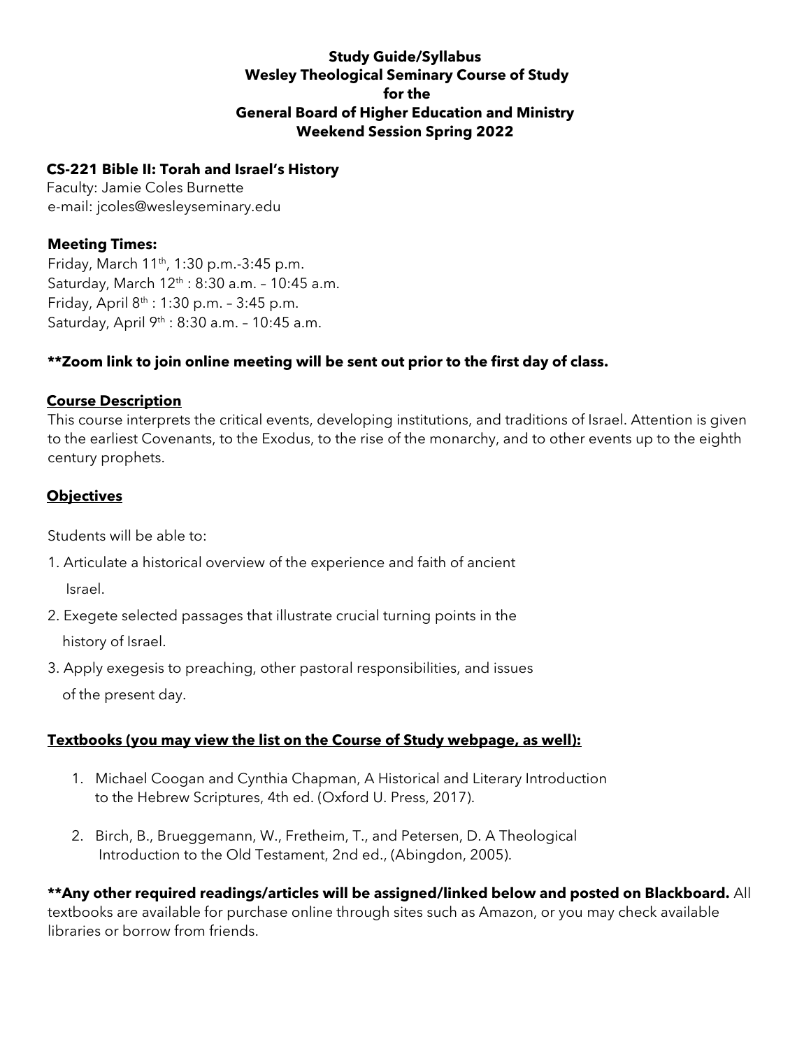**Study Guide/Syllabus**
**Wesley Theological Seminary Course of Study**
**for the**
**General Board of Higher Education and Ministry**
**Weekend Session Spring 2022**

**CS-221 Bible II: Torah and Israel's History**
Faculty: Jamie Coles Burnette
e-mail: jcoles@wesleyseminary.edu

**Meeting Times:**
Friday, March 11th, 1:30 p.m.-3:45 p.m.
Saturday, March 12th : 8:30 a.m. – 10:45 a.m.
Friday, April 8th : 1:30 p.m. – 3:45 p.m.
Saturday, April 9th : 8:30 a.m. – 10:45 a.m.

**\*\*Zoom link to join online meeting will be sent out prior to the first day of class.**

## Course Description

This course interprets the critical events, developing institutions, and traditions of Israel. Attention is given to the earliest Covenants, to the Exodus, to the rise of the monarchy, and to other events up to the eighth century prophets.

## Objectives

Students will be able to:

1. Articulate a historical overview of the experience and faith of ancient Israel.
2. Exegete selected passages that illustrate crucial turning points in the history of Israel.
3. Apply exegesis to preaching, other pastoral responsibilities, and issues of the present day.

## Textbooks (you may view the list on the Course of Study webpage, as well):

1. Michael Coogan and Cynthia Chapman, A Historical and Literary Introduction to the Hebrew Scriptures, 4th ed. (Oxford U. Press, 2017).
2. Birch, B., Brueggemann, W., Fretheim, T., and Petersen, D. A Theological Introduction to the Old Testament, 2nd ed., (Abingdon, 2005).

**\*\*Any other required readings/articles will be assigned/linked below and posted on Blackboard.** All textbooks are available for purchase online through sites such as Amazon, or you may check available libraries or borrow from friends.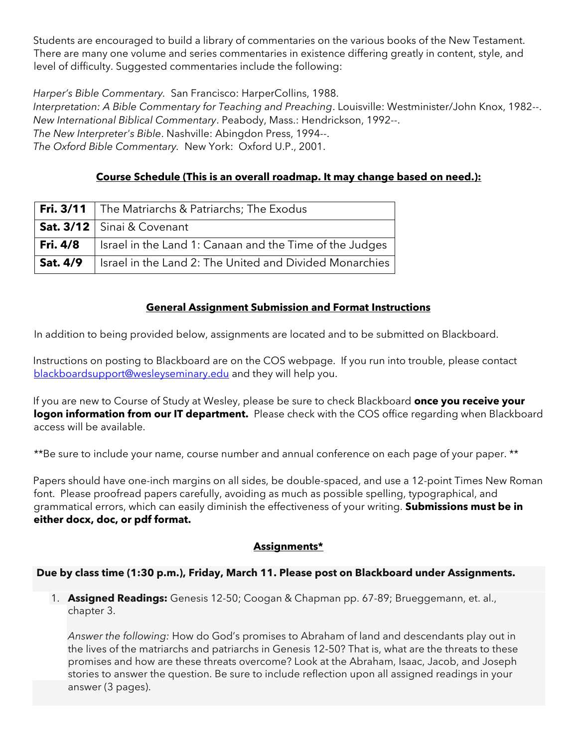Students are encouraged to build a library of commentaries on the various books of the New Testament. There are many one volume and series commentaries in existence differing greatly in content, style, and level of difficulty. Suggested commentaries include the following:

*Harper's Bible Commentary*. San Francisco: HarperCollins, 1988.
*Interpretation: A Bible Commentary for Teaching and Preaching*. Louisville: Westminister/John Knox, 1982--.
*New International Biblical Commentary*. Peabody, Mass.: Hendrickson, 1992--.
*The New Interpreter's Bible*. Nashville: Abingdon Press, 1994--.
*The Oxford Bible Commentary*. New York: Oxford U.P., 2001.

## Course Schedule (This is an overall roadmap. It may change based on need.):

| | |
|---|---|
| **Fri. 3/11** | The Matriarchs & Patriarchs; The Exodus |
| **Sat. 3/12** | Sinai & Covenant |
| **Fri. 4/8** | Israel in the Land 1: Canaan and the Time of the Judges |
| **Sat. 4/9** | Israel in the Land 2: The United and Divided Monarchies |

## General Assignment Submission and Format Instructions

In addition to being provided below, assignments are located and to be submitted on Blackboard.

Instructions on posting to Blackboard are on the COS webpage. If you run into trouble, please contact blackboardsupport@wesleyseminary.edu and they will help you.

If you are new to Course of Study at Wesley, please be sure to check Blackboard **once you receive your logon information from our IT department.** Please check with the COS office regarding when Blackboard access will be available.

**Be sure to include your name, course number and annual conference on each page of your paper.**

Papers should have one-inch margins on all sides, be double-spaced, and use a 12-point Times New Roman font. Please proofread papers carefully, avoiding as much as possible spelling, typographical, and grammatical errors, which can easily diminish the effectiveness of your writing. **Submissions must be in either docx, doc, or pdf format.**

## Assignments*

**Due by class time (1:30 p.m.), Friday, March 11. Please post on Blackboard under Assignments.**

1. **Assigned Readings:** Genesis 12-50; Coogan & Chapman pp. 67-89; Brueggemann, et. al., chapter 3.

   *Answer the following:* How do God's promises to Abraham of land and descendants play out in the lives of the matriarchs and patriarchs in Genesis 12-50? That is, what are the threats to these promises and how are these threats overcome? Look at the Abraham, Isaac, Jacob, and Joseph stories to answer the question. Be sure to include reflection upon all assigned readings in your answer (3 pages).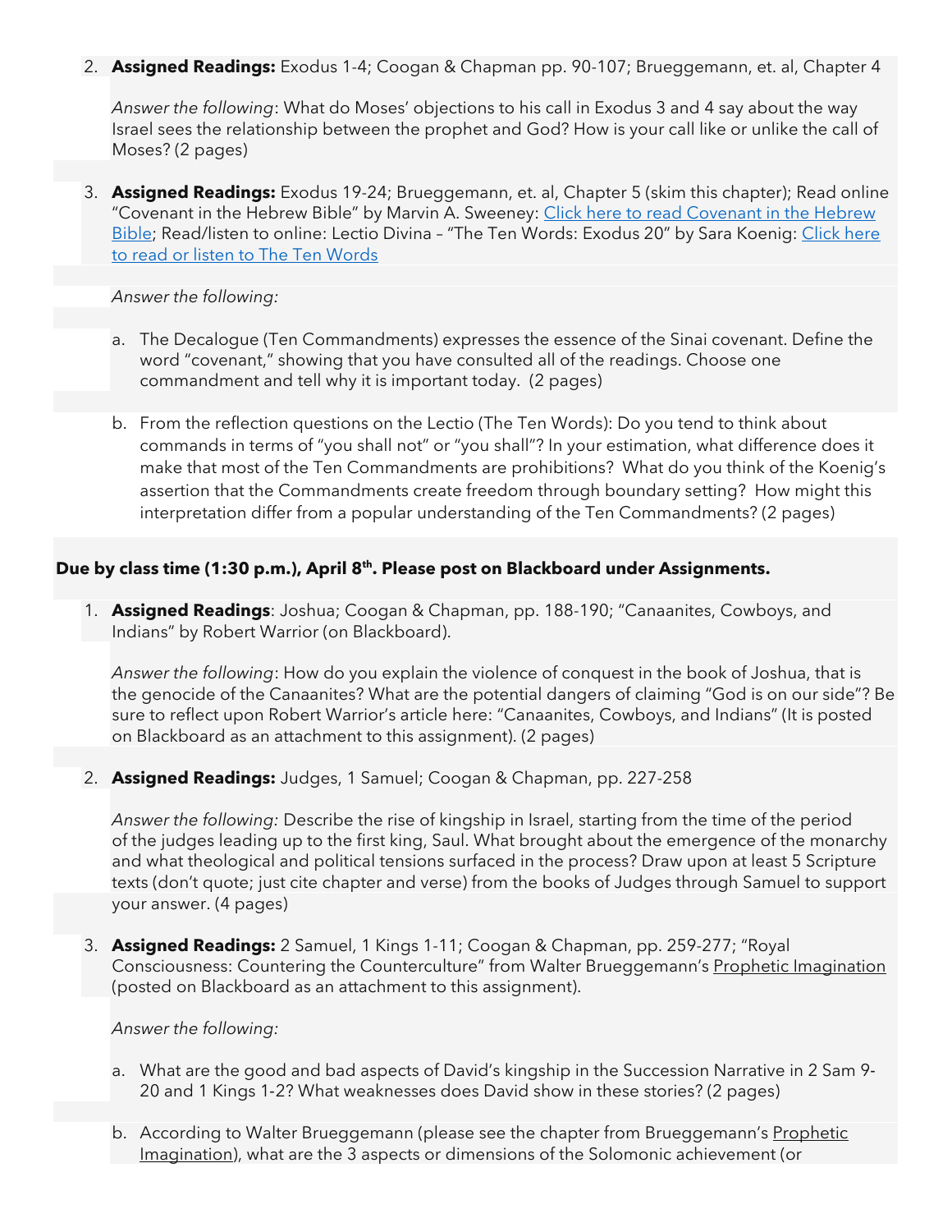2. **Assigned Readings:** Exodus 1-4; Coogan & Chapman pp. 90-107; Brueggemann, et. al, Chapter 4

   *Answer the following*: What do Moses' objections to his call in Exodus 3 and 4 say about the way Israel sees the relationship between the prophet and God? How is your call like or unlike the call of Moses? (2 pages)

3. **Assigned Readings:** Exodus 19-24; Brueggemann, et. al, Chapter 5 (skim this chapter); Read online "Covenant in the Hebrew Bible" by Marvin A. Sweeney: Click here to read Covenant in the Hebrew Bible; Read/listen to online: Lectio Divina – "The Ten Words: Exodus 20" by Sara Koenig: Click here to read or listen to The Ten Words

   *Answer the following:*

   a. The Decalogue (Ten Commandments) expresses the essence of the Sinai covenant. Define the word "covenant," showing that you have consulted all of the readings. Choose one commandment and tell why it is important today. (2 pages)

   b. From the reflection questions on the Lectio (The Ten Words): Do you tend to think about commands in terms of "you shall not" or "you shall"? In your estimation, what difference does it make that most of the Ten Commandments are prohibitions? What do you think of the Koenig's assertion that the Commandments create freedom through boundary setting? How might this interpretation differ from a popular understanding of the Ten Commandments? (2 pages)

**Due by class time (1:30 p.m.), April 8th. Please post on Blackboard under Assignments.**

1. **Assigned Readings**: Joshua; Coogan & Chapman, pp. 188-190; "Canaanites, Cowboys, and Indians" by Robert Warrior (on Blackboard).

   *Answer the following*: How do you explain the violence of conquest in the book of Joshua, that is the genocide of the Canaanites? What are the potential dangers of claiming "God is on our side"? Be sure to reflect upon Robert Warrior's article here: "Canaanites, Cowboys, and Indians" (It is posted on Blackboard as an attachment to this assignment). (2 pages)

2. **Assigned Readings:** Judges, 1 Samuel; Coogan & Chapman, pp. 227-258

   *Answer the following:* Describe the rise of kingship in Israel, starting from the time of the period of the judges leading up to the first king, Saul. What brought about the emergence of the monarchy and what theological and political tensions surfaced in the process? Draw upon at least 5 Scripture texts (don't quote; just cite chapter and verse) from the books of Judges through Samuel to support your answer. (4 pages)

3. **Assigned Readings:** 2 Samuel, 1 Kings 1-11; Coogan & Chapman, pp. 259-277; "Royal Consciousness: Countering the Counterculture" from Walter Brueggemann's Prophetic Imagination (posted on Blackboard as an attachment to this assignment).

   *Answer the following:*

   a. What are the good and bad aspects of David's kingship in the Succession Narrative in 2 Sam 9-20 and 1 Kings 1-2? What weaknesses does David show in these stories? (2 pages)

   b. According to Walter Brueggemann (please see the chapter from Brueggemann's Prophetic Imagination), what are the 3 aspects or dimensions of the Solomonic achievement (or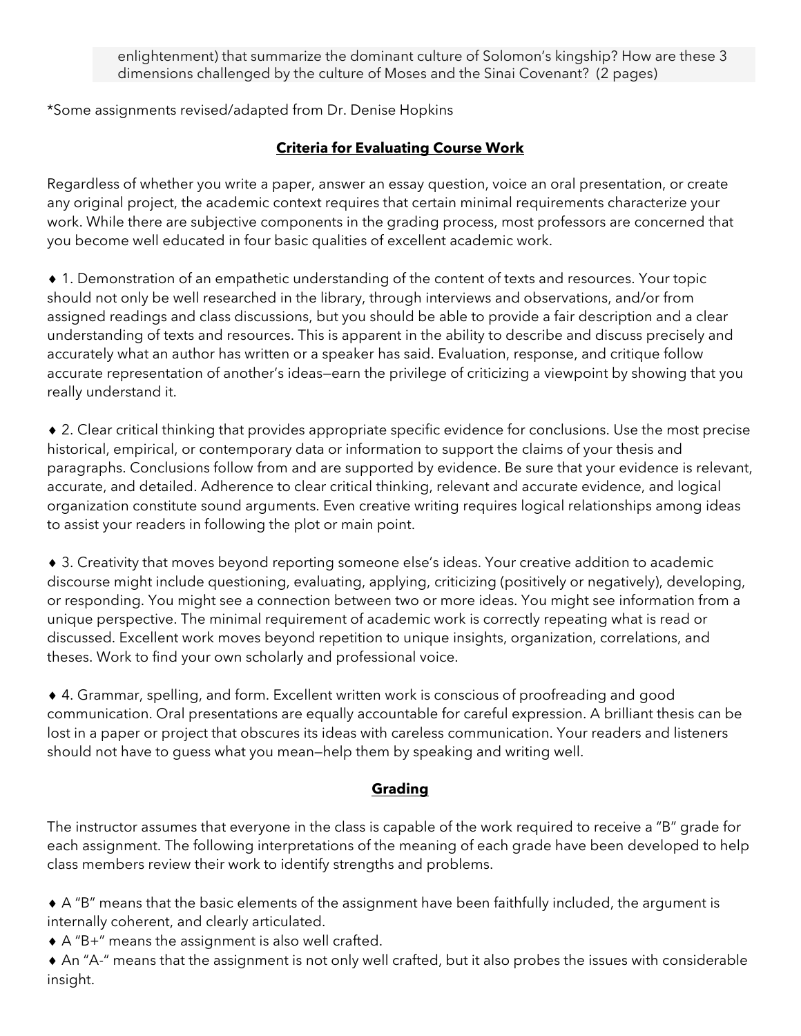enlightenment) that summarize the dominant culture of Solomon's kingship? How are these 3 dimensions challenged by the culture of Moses and the Sinai Covenant? (2 pages)

*Some assignments revised/adapted from Dr. Denise Hopkins

## **Criteria for Evaluating Course Work**

Regardless of whether you write a paper, answer an essay question, voice an oral presentation, or create any original project, the academic context requires that certain minimal requirements characterize your work. While there are subjective components in the grading process, most professors are concerned that you become well educated in four basic qualities of excellent academic work.

♦ 1. Demonstration of an empathetic understanding of the content of texts and resources. Your topic should not only be well researched in the library, through interviews and observations, and/or from assigned readings and class discussions, but you should be able to provide a fair description and a clear understanding of texts and resources. This is apparent in the ability to describe and discuss precisely and accurately what an author has written or a speaker has said. Evaluation, response, and critique follow accurate representation of another's ideas—earn the privilege of criticizing a viewpoint by showing that you really understand it.

♦ 2. Clear critical thinking that provides appropriate specific evidence for conclusions. Use the most precise historical, empirical, or contemporary data or information to support the claims of your thesis and paragraphs. Conclusions follow from and are supported by evidence. Be sure that your evidence is relevant, accurate, and detailed. Adherence to clear critical thinking, relevant and accurate evidence, and logical organization constitute sound arguments. Even creative writing requires logical relationships among ideas to assist your readers in following the plot or main point.

♦ 3. Creativity that moves beyond reporting someone else's ideas. Your creative addition to academic discourse might include questioning, evaluating, applying, criticizing (positively or negatively), developing, or responding. You might see a connection between two or more ideas. You might see information from a unique perspective. The minimal requirement of academic work is correctly repeating what is read or discussed. Excellent work moves beyond repetition to unique insights, organization, correlations, and theses. Work to find your own scholarly and professional voice.

♦ 4. Grammar, spelling, and form. Excellent written work is conscious of proofreading and good communication. Oral presentations are equally accountable for careful expression. A brilliant thesis can be lost in a paper or project that obscures its ideas with careless communication. Your readers and listeners should not have to guess what you mean—help them by speaking and writing well.

## **Grading**

The instructor assumes that everyone in the class is capable of the work required to receive a "B" grade for each assignment. The following interpretations of the meaning of each grade have been developed to help class members review their work to identify strengths and problems.

♦ A "B" means that the basic elements of the assignment have been faithfully included, the argument is internally coherent, and clearly articulated.
♦ A "B+" means the assignment is also well crafted.
♦ An "A-" means that the assignment is not only well crafted, but it also probes the issues with considerable insight.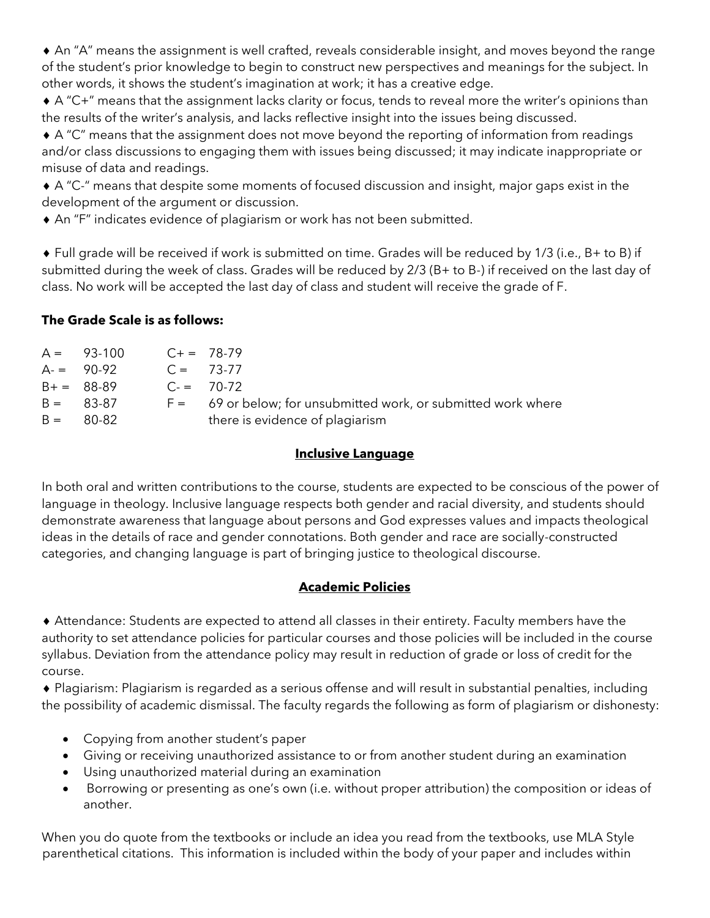♦ An "A" means the assignment is well crafted, reveals considerable insight, and moves beyond the range of the student's prior knowledge to begin to construct new perspectives and meanings for the subject. In other words, it shows the student's imagination at work; it has a creative edge.
♦ A "C+" means that the assignment lacks clarity or focus, tends to reveal more the writer's opinions than the results of the writer's analysis, and lacks reflective insight into the issues being discussed.
♦ A "C" means that the assignment does not move beyond the reporting of information from readings and/or class discussions to engaging them with issues being discussed; it may indicate inappropriate or misuse of data and readings.
♦ A "C-" means that despite some moments of focused discussion and insight, major gaps exist in the development of the argument or discussion.
♦ An "F" indicates evidence of plagiarism or work has not been submitted.

♦ Full grade will be received if work is submitted on time. Grades will be reduced by 1/3 (i.e., B+ to B) if submitted during the week of class. Grades will be reduced by 2/3 (B+ to B-) if received on the last day of class. No work will be accepted the last day of class and student will receive the grade of F.

**The Grade Scale is as follows:**

| | | | |
|---|---|---|---|
| A = | 93-100 | C+ = | 78-79 |
| A- = | 90-92 | C = | 73-77 |
| B+ = | 88-89 | C- = | 70-72 |
| B = | 83-87 | F = | 69 or below; for unsubmitted work, or submitted work where |
| B = | 80-82 | | there is evidence of plagiarism |

## Inclusive Language

In both oral and written contributions to the course, students are expected to be conscious of the power of language in theology. Inclusive language respects both gender and racial diversity, and students should demonstrate awareness that language about persons and God expresses values and impacts theological ideas in the details of race and gender connotations. Both gender and race are socially-constructed categories, and changing language is part of bringing justice to theological discourse.

## Academic Policies

♦ Attendance: Students are expected to attend all classes in their entirety. Faculty members have the authority to set attendance policies for particular courses and those policies will be included in the course syllabus. Deviation from the attendance policy may result in reduction of grade or loss of credit for the course.
♦ Plagiarism: Plagiarism is regarded as a serious offense and will result in substantial penalties, including the possibility of academic dismissal. The faculty regards the following as form of plagiarism or dishonesty:

- Copying from another student's paper
- Giving or receiving unauthorized assistance to or from another student during an examination
- Using unauthorized material during an examination
- Borrowing or presenting as one's own (i.e. without proper attribution) the composition or ideas of another.

When you do quote from the textbooks or include an idea you read from the textbooks, use MLA Style parenthetical citations. This information is included within the body of your paper and includes within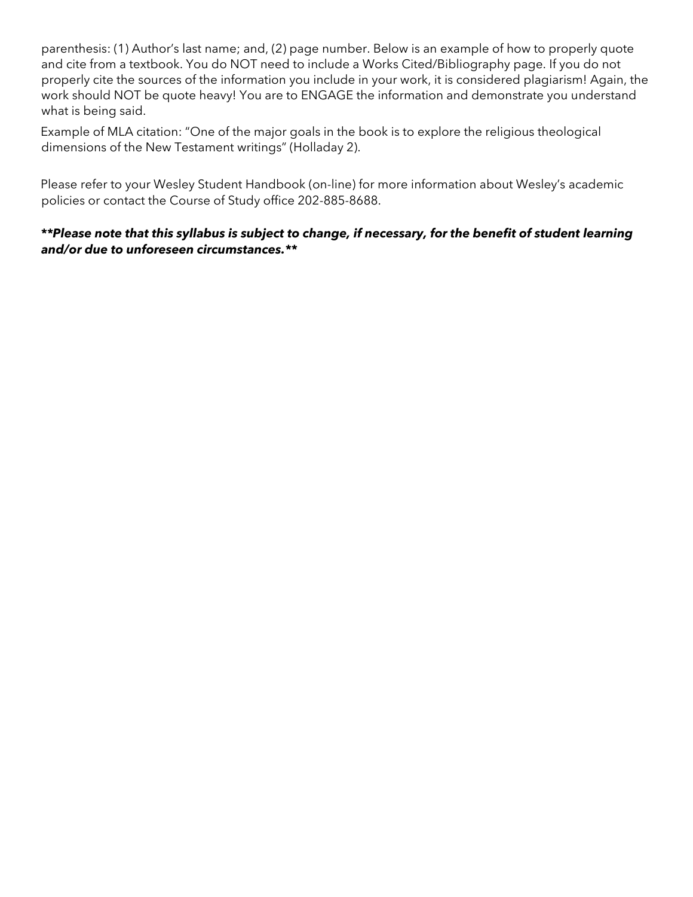parenthesis: (1) Author's last name; and, (2) page number. Below is an example of how to properly quote and cite from a textbook. You do NOT need to include a Works Cited/Bibliography page. If you do not properly cite the sources of the information you include in your work, it is considered plagiarism! Again, the work should NOT be quote heavy! You are to ENGAGE the information and demonstrate you understand what is being said.

Example of MLA citation: "One of the major goals in the book is to explore the religious theological dimensions of the New Testament writings" (Holladay 2).

Please refer to your Wesley Student Handbook (on-line) for more information about Wesley's academic policies or contact the Course of Study office 202-885-8688.

***\*\*Please note that this syllabus is subject to change, if necessary, for the benefit of student learning and/or due to unforeseen circumstances.\*\****